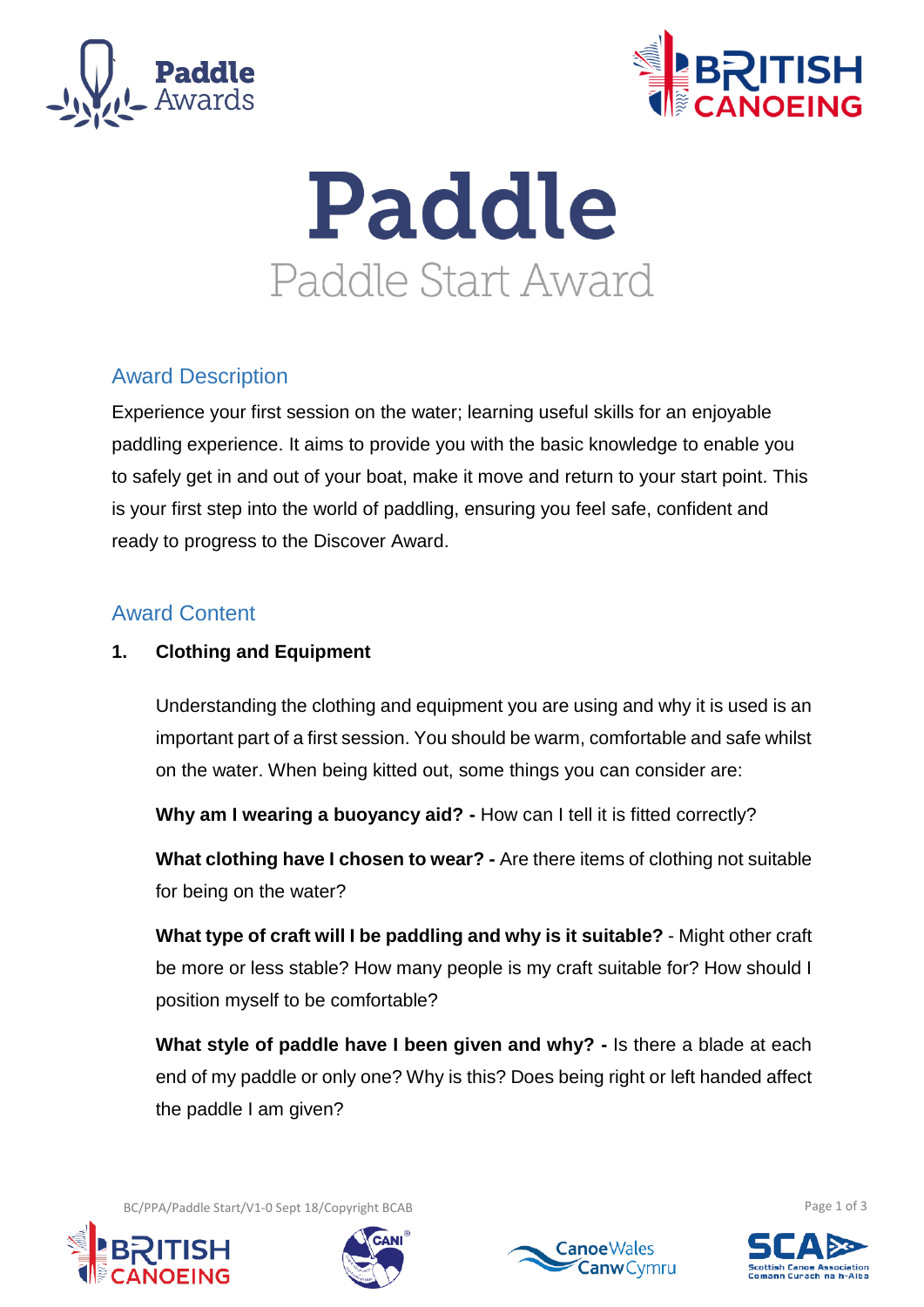# Paddle

## Paddle Start Award

### Award Description

Experience your first session on the water; learning useful skills for an enjoyable paddling experience. It aims to provide you with the basic knowledge to enable you to safely get in and out of your boat, make it move and return to your start point. This is your first step into the world of paddling, ensuring you feel safe, confident and ready to progress to the Discover Award.

### Award Content

**1. Clothing and Equipment**

Understanding the clothing and equipment you are using and why it is used is an important part of a first session. You should be warm, comfortable and safe whilst on the water. When being kitted out, some things you can consider are:

**Why am I wearing a buoyancy aid? -** How can I tell it is fitted correctly?

**What clothing have I chosen to wear? -** Are there items of clothing not suitable for being on the water?

**What type of craft will I be paddling and why is it suitable?** - Might other craft be more or less stable? How many people is my craft suitable for? How should I position myself to be comfortable?

**What style of paddle have I been given and why? -** Is there a blade at each end of my paddle or only one? Why is this? Does being right or left handed affect the paddle I am given?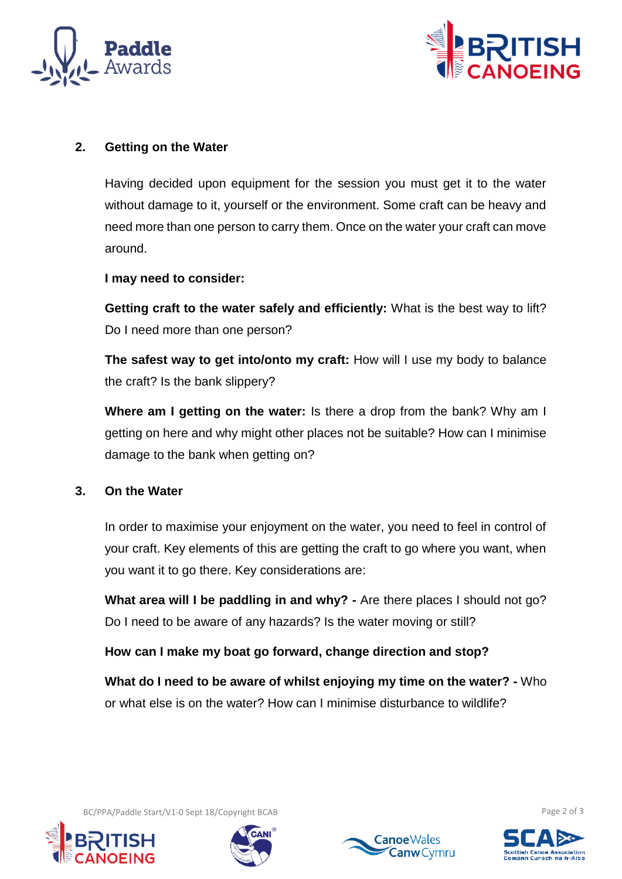## 2. Getting on the Water

Having decided upon equipment for the session you must get it to the water without damage to it, yourself or the environment. Some craft can be heavy and need more than one person to carry them. Once on the water your craft can move around.

**I may need to consider:**

**Getting craft to the water safely and efficiently:** What is the best way to lift? Do I need more than one person?

**The safest way to get into/onto my craft:** How will I use my body to balance the craft? Is the bank slippery?

**Where am I getting on the water:** Is there a drop from the bank? Why am I getting on here and why might other places not be suitable? How can I minimise damage to the bank when getting on?

## 3. On the Water

In order to maximise your enjoyment on the water, you need to feel in control of your craft. Key elements of this are getting the craft to go where you want, when you want it to go there. Key considerations are:

**What area will I be paddling in and why? -** Are there places I should not go? Do I need to be aware of any hazards? Is the water moving or still?

**How can I make my boat go forward, change direction and stop?**

**What do I need to be aware of whilst enjoying my time on the water? -** Who or what else is on the water? How can I minimise disturbance to wildlife?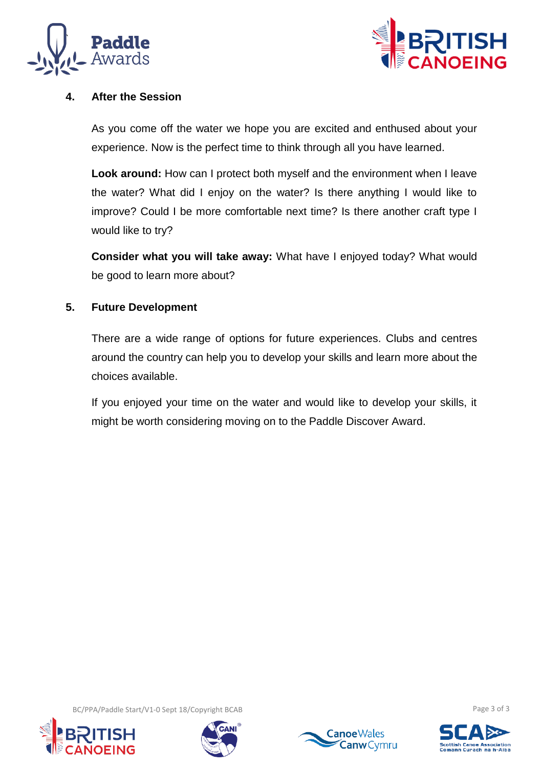## 4. After the Session

As you come off the water we hope you are excited and enthused about your experience. Now is the perfect time to think through all you have learned.

**Look around:** How can I protect both myself and the environment when I leave the water? What did I enjoy on the water? Is there anything I would like to improve? Could I be more comfortable next time? Is there another craft type I would like to try?

**Consider what you will take away:** What have I enjoyed today? What would be good to learn more about?

## 5. Future Development

There are a wide range of options for future experiences. Clubs and centres around the country can help you to develop your skills and learn more about the choices available.

If you enjoyed your time on the water and would like to develop your skills, it might be worth considering moving on to the Paddle Discover Award.